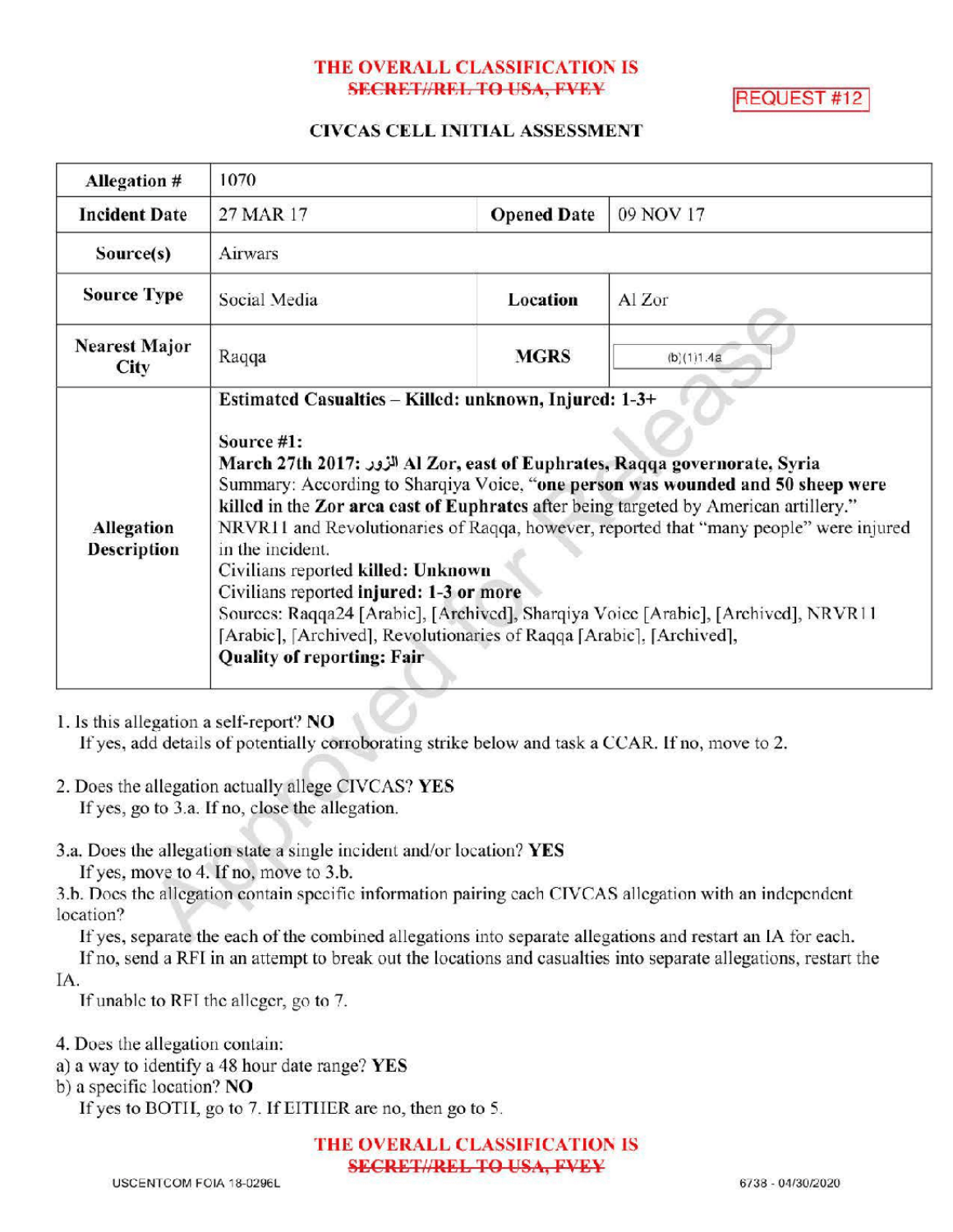THE OVERALL CLASSIFICATION IS ~~SECRET//REL TO USA, FVEY~~

REQUEST #12

## CIVCAS CELL INITIAL ASSESSMENT

| Allegation # | 1070 | | |
|---|---|---|---|
| Incident Date | 27 MAR 17 | Opened Date | 09 NOV 17 |
| Source(s) | Airwars | | |
| Source Type | Social Media | Location | Al Zor |
| Nearest Major City | Raqqa | MGRS | (b)(1)1.4a |
| Allegation Description | **Estimated Casualties – Killed: unknown, Injured: 1-3+**<br><br>**Source #1:**<br>**March 27th 2017: الزور Al Zor, east of Euphrates, Raqqa governorate, Syria**<br>Summary: According to Sharqiya Voice, "**one person was wounded and 50 sheep were killed in the Zor area east of Euphrates** after being targeted by American artillery." NRVR11 and Revolutionaries of Raqqa, however, reported that "many people" were injured in the incident.<br>Civilians reported **killed: Unknown**<br>Civilians reported **injured: 1-3 or more**<br>Sources: Raqqa24 [Arabic], [Archived], Sharqiya Voice [Arabic], [Archived], NRVR11 [Arabic], [Archived], Revolutionaries of Raqqa [Arabic], [Archived],<br>**Quality of reporting: Fair** | | |

1. Is this allegation a self-report? **NO**
   If yes, add details of potentially corroborating strike below and task a CCAR. If no, move to 2.

2. Does the allegation actually allege CIVCAS? **YES**
   If yes, go to 3.a. If no, close the allegation.

3.a. Does the allegation state a single incident and/or location? **YES**
   If yes, move to 4. If no, move to 3.b.

3.b. Does the allegation contain specific information pairing each CIVCAS allegation with an independent location?
   If yes, separate the each of the combined allegations into separate allegations and restart an IA for each.
   If no, send a RFI in an attempt to break out the locations and casualties into separate allegations, restart the IA.
   If unable to RFI the alleger, go to 7.

4. Does the allegation contain:
a) a way to identify a 48 hour date range? **YES**
b) a specific location? **NO**
   If yes to BOTH, go to 7. If EITHER are no, then go to 5.

THE OVERALL CLASSIFICATION IS ~~SECRET//REL TO USA, FVEY~~

USCENTCOM FOIA 18-0296L

6738 - 04/30/2020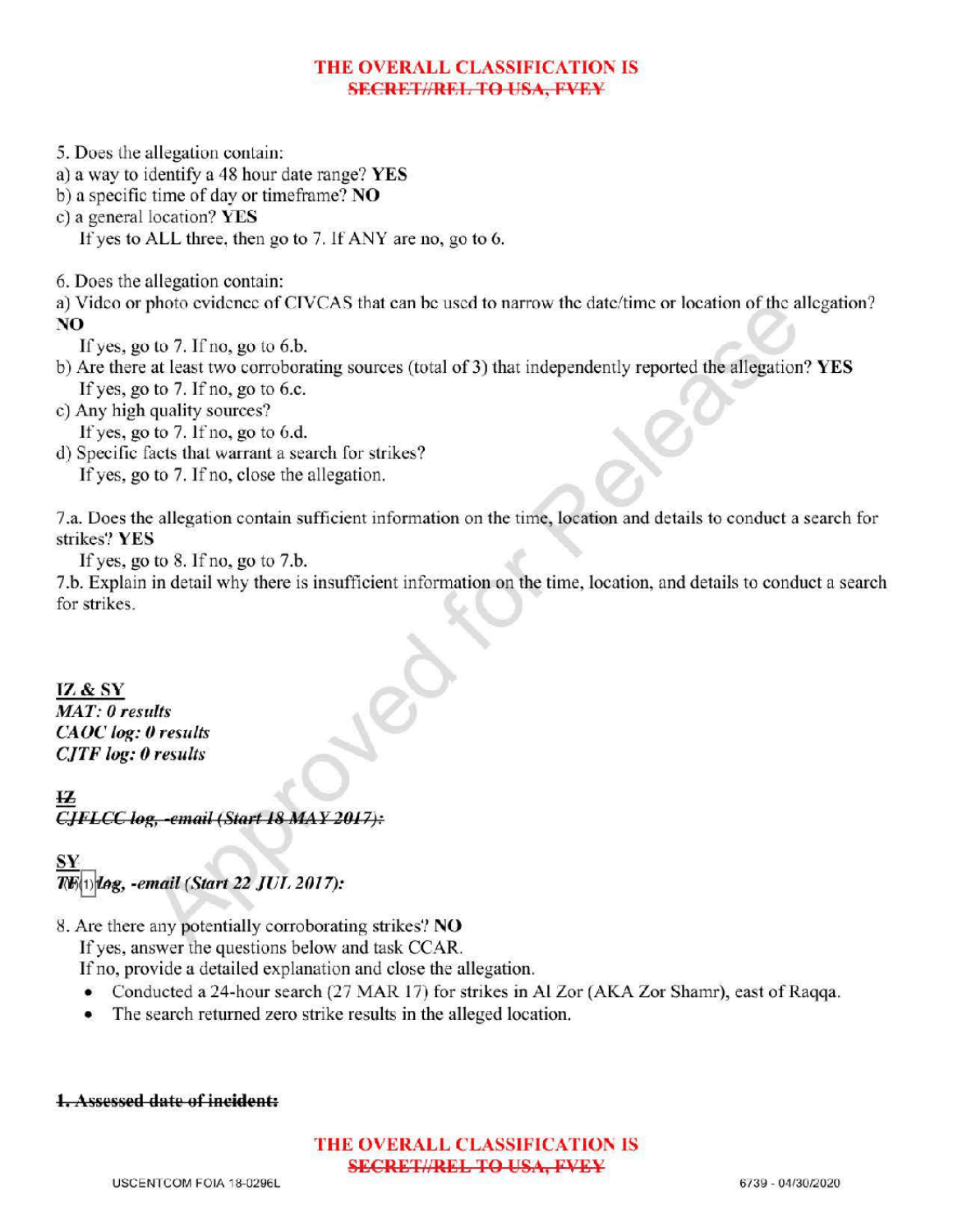THE OVERALL CLASSIFICATION IS
~~SECRET//REL TO USA, FVEY~~

5. Does the allegation contain:
a) a way to identify a 48 hour date range? **YES**
b) a specific time of day or timeframe? **NO**
c) a general location? **YES**
If yes to ALL three, then go to 7. If ANY are no, go to 6.

6. Does the allegation contain:
a) Video or photo evidence of CIVCAS that can be used to narrow the date/time or location of the allegation? **NO**
If yes, go to 7. If no, go to 6.b.
b) Are there at least two corroborating sources (total of 3) that independently reported the allegation? **YES**
If yes, go to 7. If no, go to 6.c.
c) Any high quality sources?
If yes, go to 7. If no, go to 6.d.
d) Specific facts that warrant a search for strikes?
If yes, go to 7. If no, close the allegation.

7.a. Does the allegation contain sufficient information on the time, location and details to conduct a search for strikes? **YES**
If yes, go to 8. If no, go to 7.b.
7.b. Explain in detail why there is insufficient information on the time, location, and details to conduct a search for strikes.

**IZ & SY**
***MAT: 0 results***
***CAOC log: 0 results***
***CJTF log: 0 results***

~~**IZ**~~
~~***CJFLCC log, -email (Start 18 MAY 2017):***~~

**SY**
***TF(1) log, -email (Start 22 JUL 2017):***

8. Are there any potentially corroborating strikes? **NO**
If yes, answer the questions below and task CCAR.
If no, provide a detailed explanation and close the allegation.
- Conducted a 24-hour search (27 MAR 17) for strikes in Al Zor (AKA Zor Shamr), east of Raqqa.
- The search returned zero strike results in the alleged location.

~~**1. Assessed date of incident:**~~

THE OVERALL CLASSIFICATION IS
~~SECRET//REL TO USA, FVEY~~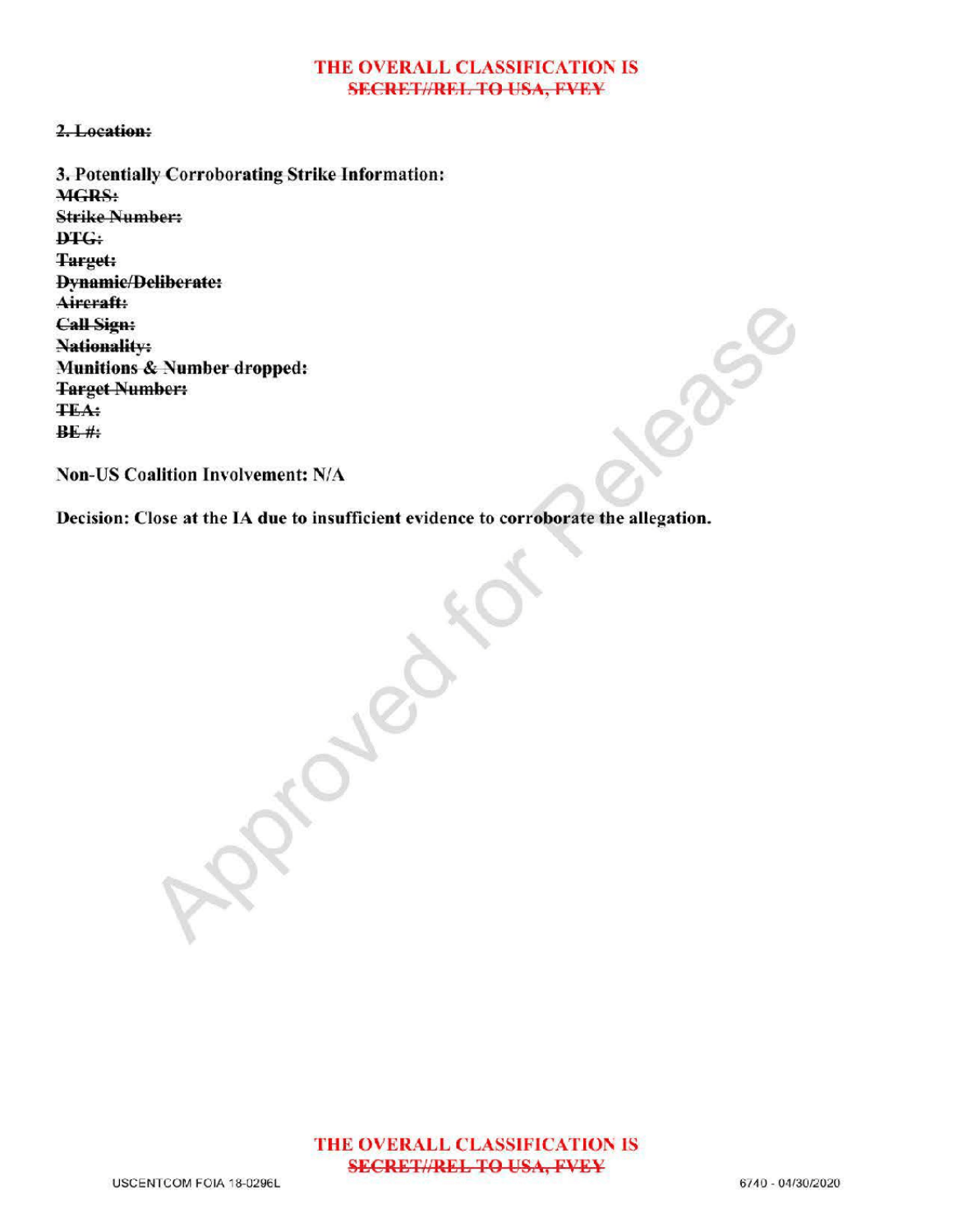~~2. Location:~~

3. Potentially Corroborating Strike Information:

~~MGRS:~~

~~Strike Number:~~

~~DTG:~~

~~Target:~~

~~Dynamic/Deliberate:~~

~~Aircraft:~~

~~Call Sign:~~

~~Nationality:~~

Munitions & Number dropped:

~~Target Number:~~

~~TEA:~~

~~BE #:~~

**Non-US Coalition Involvement: N/A**

**Decision: Close at the IA due to insufficient evidence to corroborate the allegation.**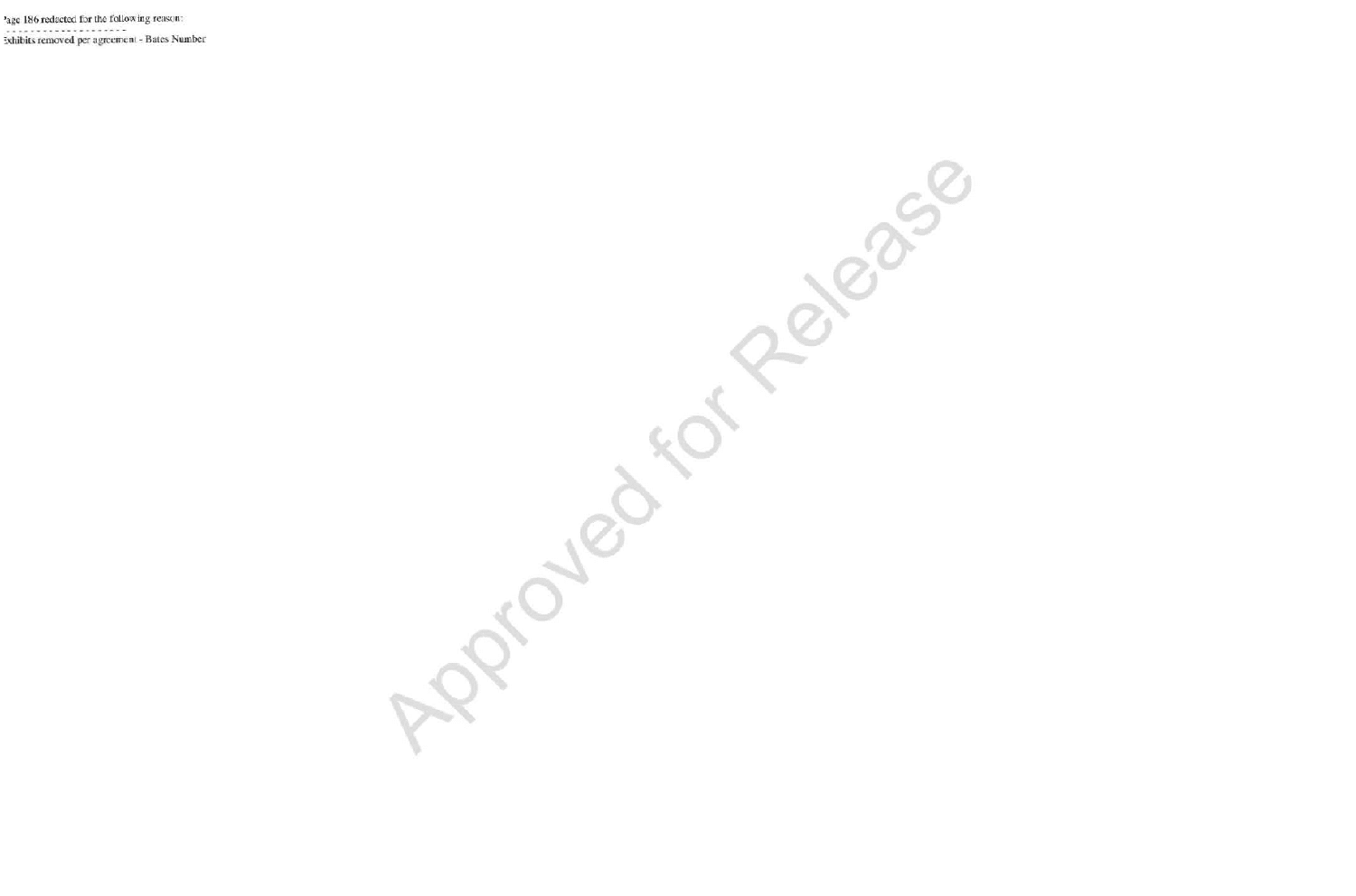Page 186 redacted for the following reason:

- - - - - - - - - - - - - - - - - - -

Exhibits removed per agreement - Bates Number

Approved for Release